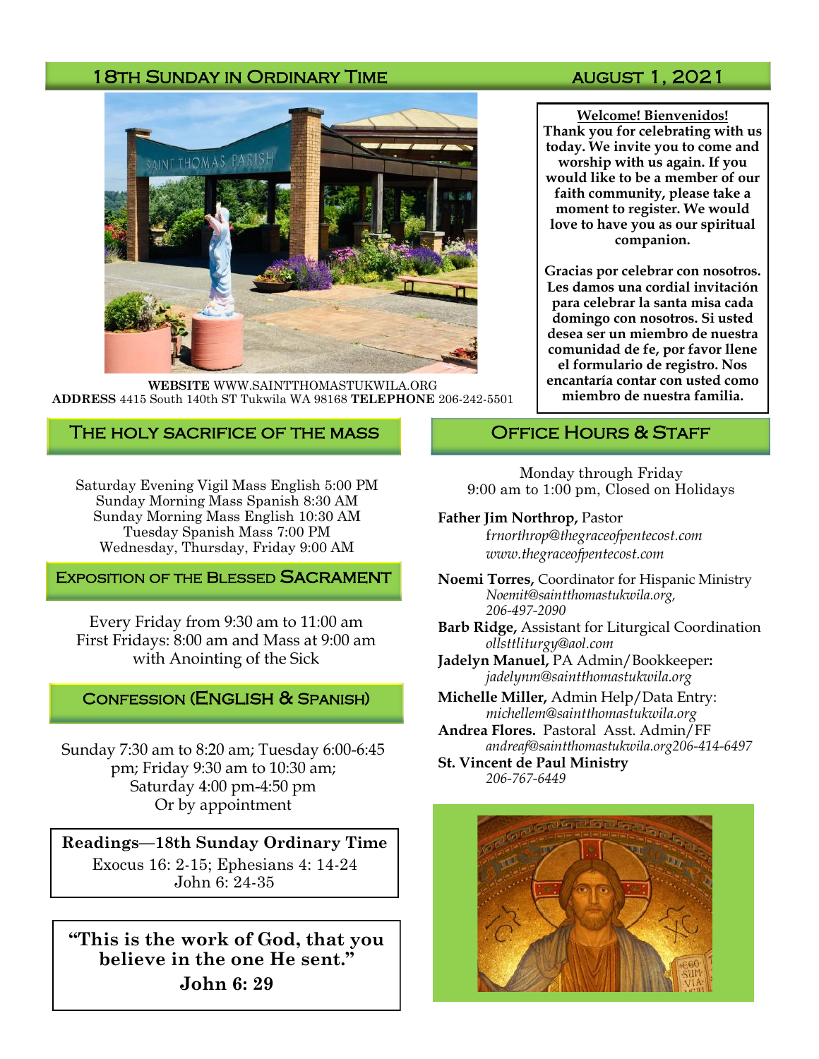# 18th Sunday in Ordinary Time — August 1, 2021

**WEBSITE** WWW.SAINTTHOMASTUKWILA.ORG
**ADDRESS** 4415 South 140th ST Tukwila WA 98168 **TELEPHONE** 206-242-5501

**Welcome! Bienvenidos!**
**Thank you for celebrating with us today. We invite you to come and worship with us again. If you would like to be a member of our faith community, please take a moment to register. We would love to have you as our spiritual companion.**

**Gracias por celebrar con nosotros. Les damos una cordial invitación para celebrar la santa misa cada domingo con nosotros. Si usted desea ser un miembro de nuestra comunidad de fe, por favor llene el formulario de registro. Nos encantaría contar con usted como miembro de nuestra familia.**

## The Holy Sacrifice of the Mass

Saturday Evening Vigil Mass English 5:00 PM
Sunday Morning Mass Spanish 8:30 AM
Sunday Morning Mass English 10:30 AM
Tuesday Spanish Mass 7:00 PM
Wednesday, Thursday, Friday 9:00 AM

## Exposition of the Blessed Sacrament

Every Friday from 9:30 am to 11:00 am
First Fridays: 8:00 am and Mass at 9:00 am with Anointing of the Sick

## Confession (English & Spanish)

Sunday 7:30 am to 8:20 am; Tuesday 6:00-6:45 pm; Friday 9:30 am to 10:30 am; Saturday 4:00 pm-4:50 pm
Or by appointment

**Readings—18th Sunday Ordinary Time**
Exocus 16: 2-15; Ephesians 4: 14-24
John 6: 24-35

**"This is the work of God, that you believe in the one He sent."**
**John 6: 29**

## Office Hours & Staff

Monday through Friday
9:00 am to 1:00 pm, Closed on Holidays

**Father Jim Northrop,** Pastor
*frnorthrop@thegraceofpentecost.com*
*www.thegraceofpentecost.com*

**Noemi Torres,** Coordinator for Hispanic Ministry
*Noemit@saintthomastukwila.org, 206-497-2090*

**Barb Ridge,** Assistant for Liturgical Coordination
*ollsttliturgy@aol.com*

**Jadelyn Manuel,** PA Admin/Bookkeeper**:**
*jadelynm@saintthomastukwila.org*

**Michelle Miller,** Admin Help/Data Entry:
*michellem@saintthomastukwila.org*

**Andrea Flores.** Pastoral Asst. Admin/FF
*andreaf@saintthomastukwila.org206-414-6497*

**St. Vincent de Paul Ministry**
*206-767-6449*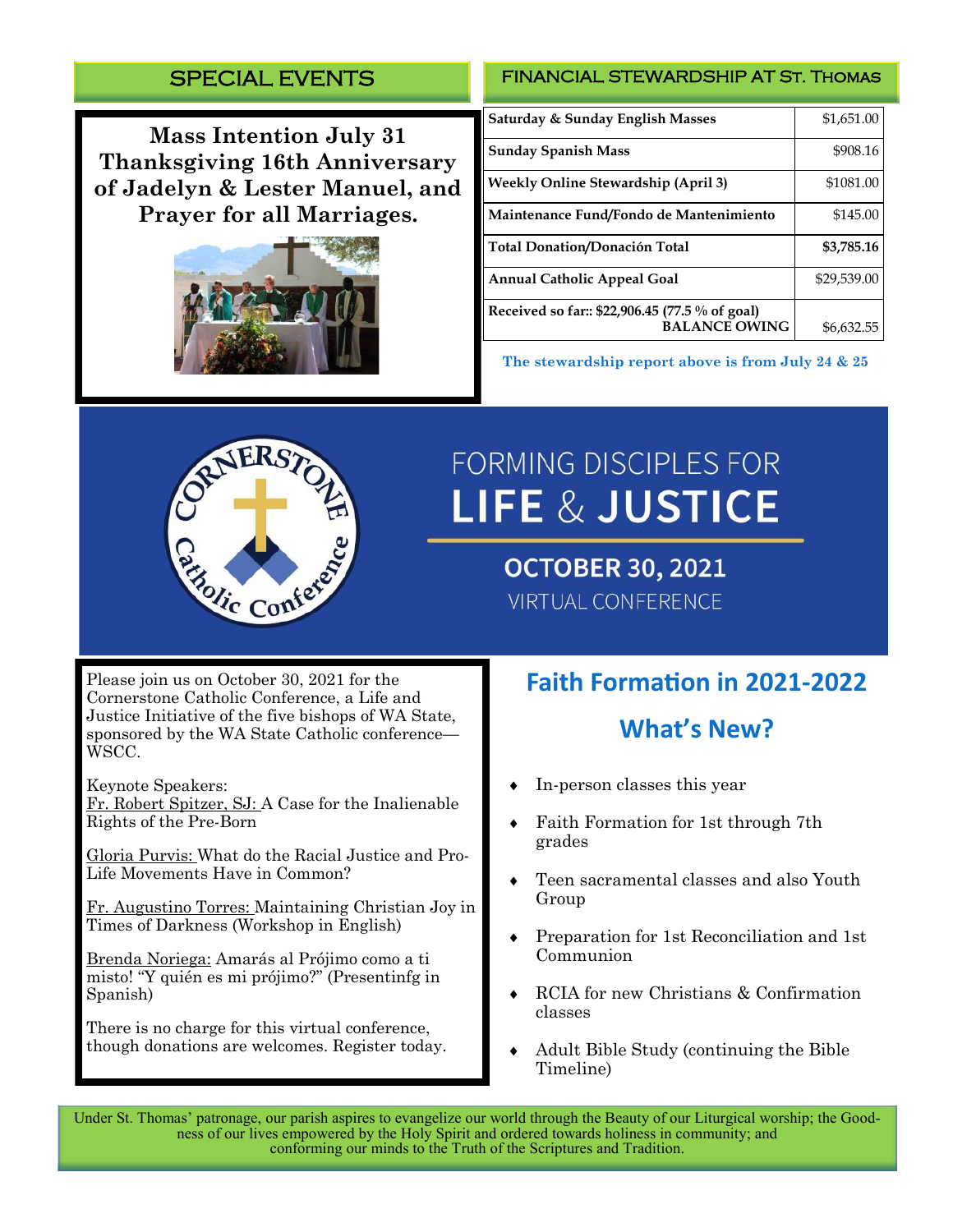## SPECIAL EVENTS

**Mass Intention July 31 Thanksgiving 16th Anniversary of Jadelyn & Lester Manuel, and Prayer for all Marriages.**

## FINANCIAL STEWARDSHIP AT ST. THOMAS

| | |
|---|---|
| Saturday & Sunday English Masses | $1,651.00 |
| Sunday Spanish Mass | $908.16 |
| Weekly Online Stewardship (April 3) | $1081.00 |
| Maintenance Fund/Fondo de Mantenimiento | $145.00 |
| **Total Donation/Donación Total** | **$3,785.16** |
| Annual Catholic Appeal Goal | $29,539.00 |
| Received so far:: $22,906.45 (77.5 % of goal) BALANCE OWING | $6,632.55 |

**The stewardship report above is from July 24 & 25**

Cornerstone Catholic Conference

FORMING DISCIPLES FOR **LIFE & JUSTICE**

**OCTOBER 30, 2021**

VIRTUAL CONFERENCE

Please join us on October 30, 2021 for the Cornerstone Catholic Conference, a Life and Justice Initiative of the five bishops of WA State, sponsored by the WA State Catholic conference—WSCC.

Keynote Speakers:

Fr. Robert Spitzer, SJ: A Case for the Inalienable Rights of the Pre-Born

Gloria Purvis: What do the Racial Justice and Pro-Life Movements Have in Common?

Fr. Augustino Torres: Maintaining Christian Joy in Times of Darkness (Workshop in English)

Brenda Noriega: Amarás al Prójimo como a ti misto! "Y quién es mi prójimo?" (Presentinfg in Spanish)

There is no charge for this virtual conference, though donations are welcomes. Register today.

## Faith Formation in 2021-2022

## What's New?

- In-person classes this year
- Faith Formation for 1st through 7th grades
- Teen sacramental classes and also Youth Group
- Preparation for 1st Reconciliation and 1st Communion
- RCIA for new Christians & Confirmation classes
- Adult Bible Study (continuing the Bible Timeline)

Under St. Thomas' patronage, our parish aspires to evangelize our world through the Beauty of our Liturgical worship; the Goodness of our lives empowered by the Holy Spirit and ordered towards holiness in community; and conforming our minds to the Truth of the Scriptures and Tradition.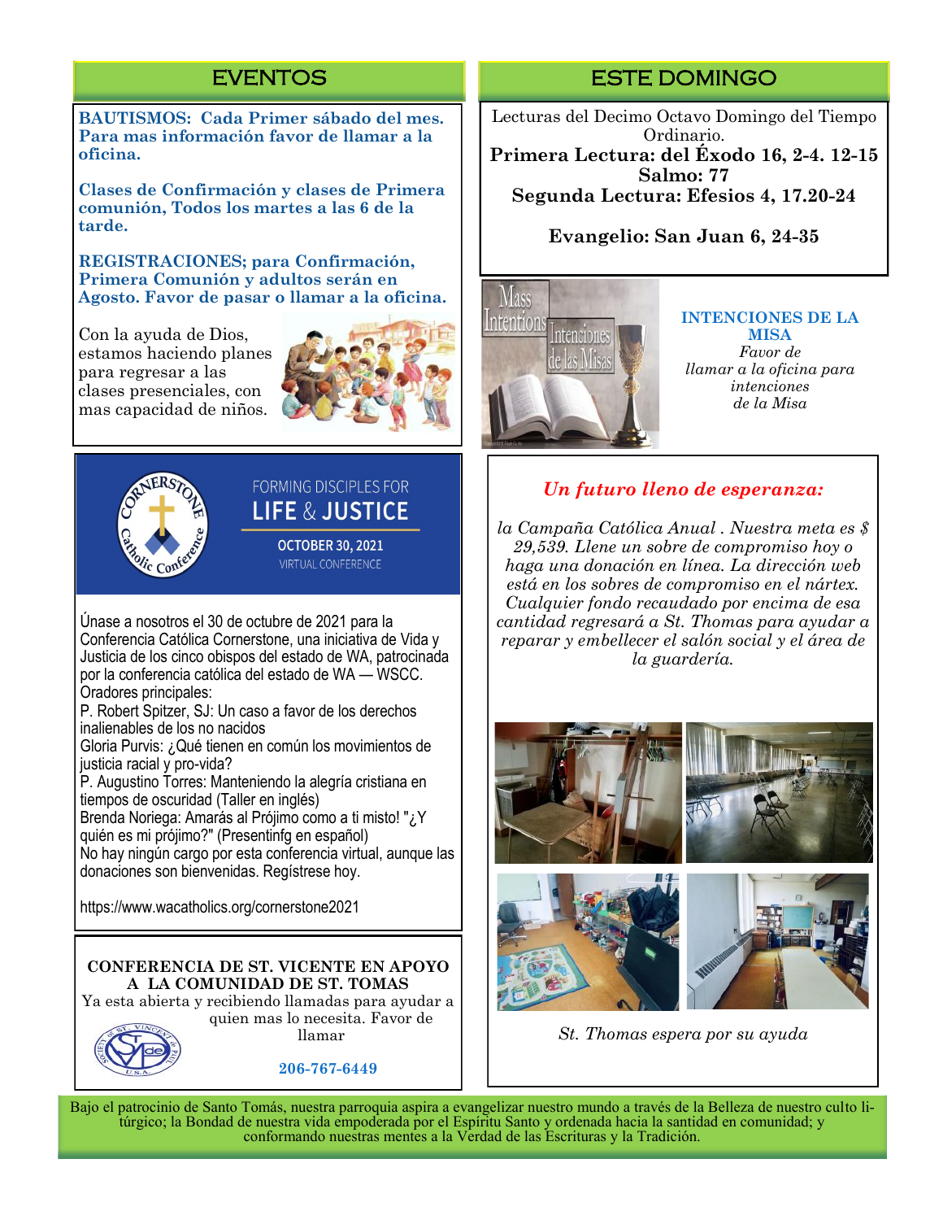## EVENTOS

**BAUTISMOS: Cada Primer sábado del mes. Para mas información favor de llamar a la oficina.**

**Clases de Confirmación y clases de Primera comunión, Todos los martes a las 6 de la tarde.**

**REGISTRACIONES; para Confirmación, Primera Comunión y adultos serán en Agosto. Favor de pasar o llamar a la oficina.**

Con la ayuda de Dios, estamos haciendo planes para regresar a las clases presenciales, con mas capacidad de niños.

## ESTE DOMINGO

Lecturas del Decimo Octavo Domingo del Tiempo Ordinario.

**Primera Lectura: del Éxodo 16, 2-4. 12-15**

**Salmo: 77**

**Segunda Lectura: Efesios 4, 17.20-24**

**Evangelio: San Juan 6, 24-35**

**INTENCIONES DE LA MISA**

*Favor de llamar a la oficina para intenciones de la Misa*

FORMING DISCIPLES FOR LIFE & JUSTICE

OCTOBER 30, 2021

VIRTUAL CONFERENCE

Únase a nosotros el 30 de octubre de 2021 para la Conferencia Católica Cornerstone, una iniciativa de Vida y Justicia de los cinco obispos del estado de WA, patrocinada por la conferencia católica del estado de WA — WSCC.

Oradores principales:

P. Robert Spitzer, SJ: Un caso a favor de los derechos inalienables de los no nacidos

Gloria Purvis: ¿Qué tienen en común los movimientos de justicia racial y pro-vida?

P. Augustino Torres: Manteniendo la alegría cristiana en tiempos de oscuridad (Taller en inglés)

Brenda Noriega: Amarás al Prójimo como a ti misto! "¿Y quién es mi prójimo?" (Presentinfg en español)

No hay ningún cargo por esta conferencia virtual, aunque las donaciones son bienvenidas. Regístrese hoy.

https://www.wacatholics.org/cornerstone2021

**CONFERENCIA DE ST. VICENTE EN APOYO A LA COMUNIDAD DE ST. TOMAS**

Ya esta abierta y recibiendo llamadas para ayudar a quien mas lo necesita. Favor de llamar

**206-767-6449**

### *Un futuro lleno de esperanza:*

*la Campaña Católica Anual . Nuestra meta es $ 29,539. Llene un sobre de compromiso hoy o haga una donación en línea. La dirección web está en los sobres de compromiso en el nártex. Cualquier fondo recaudado por encima de esa cantidad regresará a St. Thomas para ayudar a reparar y embellecer el salón social y el área de la guardería.*

*St. Thomas espera por su ayuda*

Bajo el patrocinio de Santo Tomás, nuestra parroquia aspira a evangelizar nuestro mundo a través de la Belleza de nuestro culto litúrgico; la Bondad de nuestra vida empoderada por el Espíritu Santo y ordenada hacia la santidad en comunidad; y conformando nuestras mentes a la Verdad de las Escrituras y la Tradición.